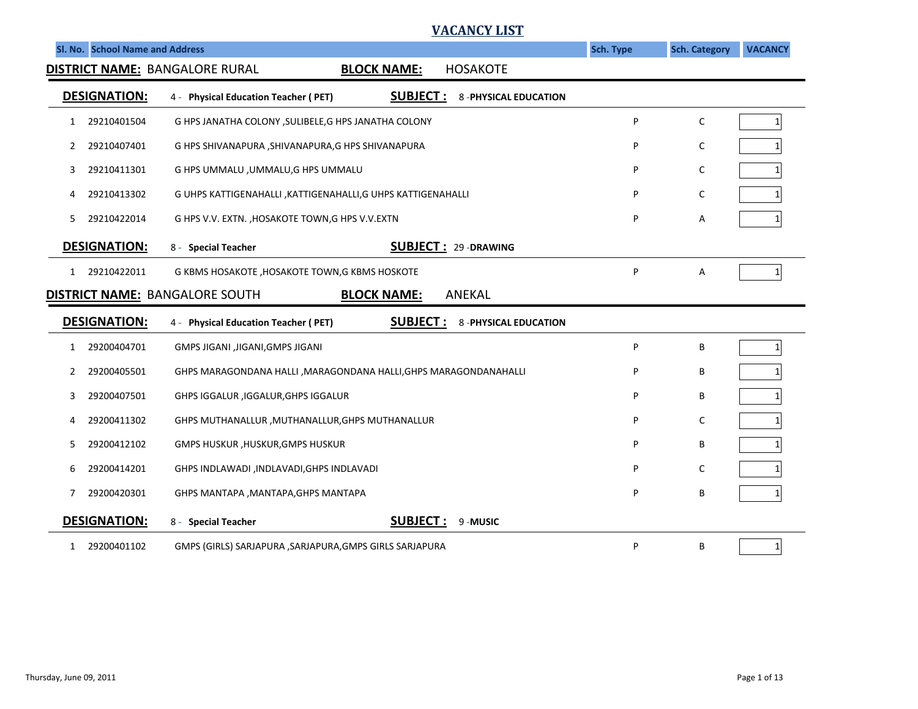# VACANCY LIST

| Sl. No. | School Name and Address | | Sch. Type | Sch. Category | VACANCY |
|---|---|---|---|---|---|

**DISTRICT NAME:** BANGALORE RURAL **BLOCK NAME:** HOSAKOTE

**DESIGNATION:** 4 - **Physical Education Teacher ( PET)** **SUBJECT :** 8 -**PHYSICAL EDUCATION**

| Sl. No. | Code | School Name and Address | Sch. Type | Sch. Category | VACANCY |
|---|---|---|---|---|---|
| 1 | 29210401504 | G HPS JANATHA COLONY ,SULIBELE,G HPS JANATHA COLONY | P | C | 1 |
| 2 | 29210407401 | G HPS SHIVANAPURA ,SHIVANAPURA,G HPS SHIVANAPURA | P | C | 1 |
| 3 | 29210411301 | G HPS UMMALU ,UMMALU,G HPS UMMALU | P | C | 1 |
| 4 | 29210413302 | G UHPS KATTIGENAHALLI ,KATTIGENAHALLI,G UHPS KATTIGENAHALLI | P | C | 1 |
| 5 | 29210422014 | G HPS V.V. EXTN. ,HOSAKOTE TOWN,G HPS V.V.EXTN | P | A | 1 |

**DESIGNATION:** 8 - **Special Teacher** **SUBJECT :** 29 -**DRAWING**

| Sl. No. | Code | School Name and Address | Sch. Type | Sch. Category | VACANCY |
|---|---|---|---|---|---|
| 1 | 29210422011 | G KBMS HOSAKOTE ,HOSAKOTE TOWN,G KBMS HOSKOTE | P | A | 1 |

**DISTRICT NAME:** BANGALORE SOUTH **BLOCK NAME:** ANEKAL

**DESIGNATION:** 4 - **Physical Education Teacher ( PET)** **SUBJECT :** 8 -**PHYSICAL EDUCATION**

| Sl. No. | Code | School Name and Address | Sch. Type | Sch. Category | VACANCY |
|---|---|---|---|---|---|
| 1 | 29200404701 | GMPS JIGANI ,JIGANI,GMPS JIGANI | P | B | 1 |
| 2 | 29200405501 | GHPS MARAGONDANA HALLI ,MARAGONDANA HALLI,GHPS MARAGONDANAHALLI | P | B | 1 |
| 3 | 29200407501 | GHPS IGGALUR ,IGGALUR,GHPS IGGALUR | P | B | 1 |
| 4 | 29200411302 | GHPS MUTHANALLUR ,MUTHANALLUR,GHPS MUTHANALLUR | P | C | 1 |
| 5 | 29200412102 | GMPS HUSKUR ,HUSKUR,GMPS HUSKUR | P | B | 1 |
| 6 | 29200414201 | GHPS INDLAWADI ,INDLAVADI,GHPS INDLAVADI | P | C | 1 |
| 7 | 29200420301 | GHPS MANTAPA ,MANTAPA,GHPS MANTAPA | P | B | 1 |

**DESIGNATION:** 8 - **Special Teacher** **SUBJECT :** 9 -**MUSIC**

| Sl. No. | Code | School Name and Address | Sch. Type | Sch. Category | VACANCY |
|---|---|---|---|---|---|
| 1 | 29200401102 | GMPS (GIRLS) SARJAPURA ,SARJAPURA,GMPS GIRLS SARJAPURA | P | B | 1 |

Thursday, June 09, 2011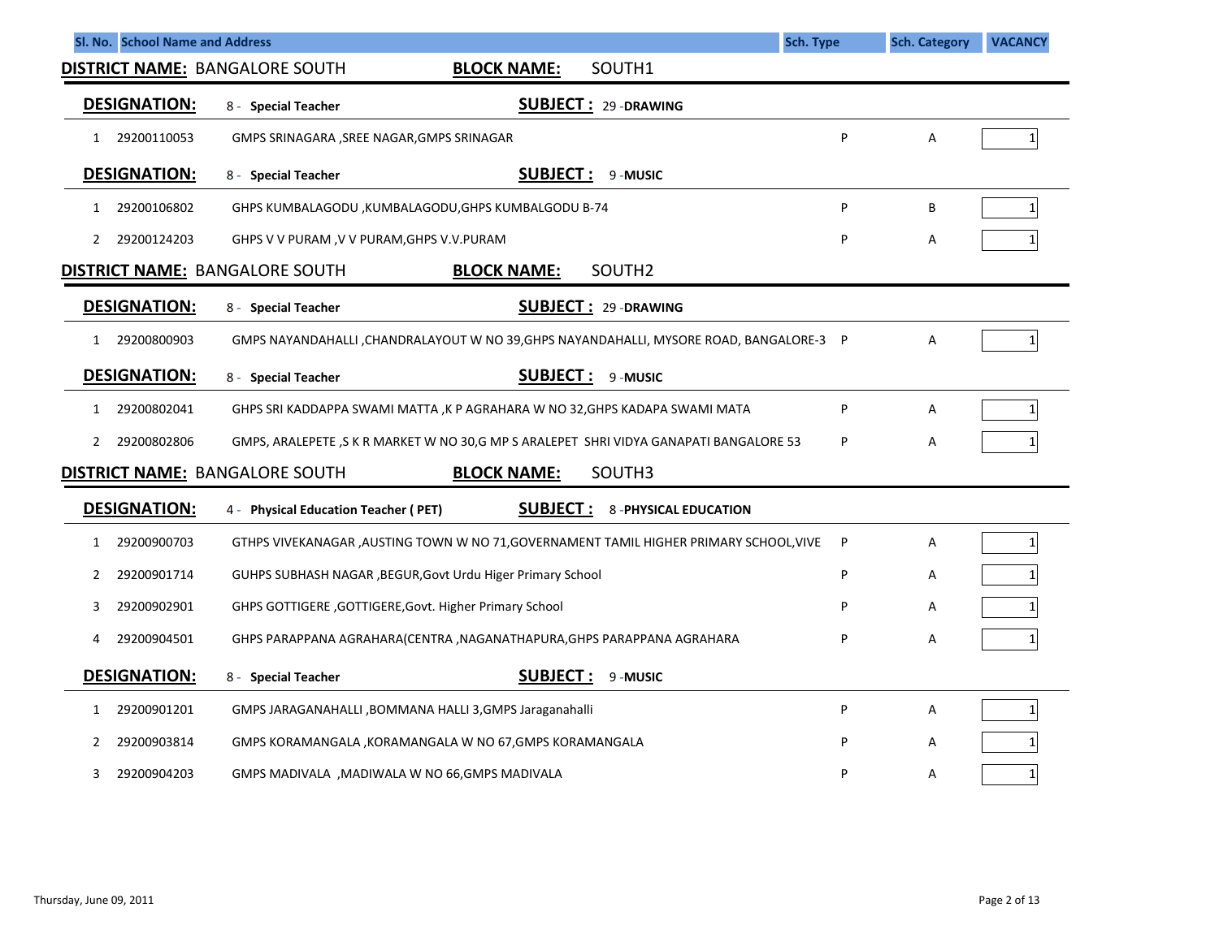| Sl. No. | School Name and Address | | Sch. Type | Sch. Category | VACANCY |
|---|---|---|---|---|---|

**DISTRICT NAME:** BANGALORE SOUTH **BLOCK NAME:** SOUTH1

**DESIGNATION:** 8 - **Special Teacher** **SUBJECT :** 29 -**DRAWING**

| Sl. No. | Code | School Name and Address | Sch. Type | Sch. Category | VACANCY |
|---|---|---|---|---|---|
| 1 | 29200110053 | GMPS SRINAGARA ,SREE NAGAR,GMPS SRINAGAR | P | A | 1 |

**DESIGNATION:** 8 - **Special Teacher** **SUBJECT :** 9 -**MUSIC**

| Sl. No. | Code | School Name and Address | Sch. Type | Sch. Category | VACANCY |
|---|---|---|---|---|---|
| 1 | 29200106802 | GHPS KUMBALAGODU ,KUMBALAGODU,GHPS KUMBALGODU B-74 | P | B | 1 |
| 2 | 29200124203 | GHPS V V PURAM ,V V PURAM,GHPS V.V.PURAM | P | A | 1 |

**DISTRICT NAME:** BANGALORE SOUTH **BLOCK NAME:** SOUTH2

**DESIGNATION:** 8 - **Special Teacher** **SUBJECT :** 29 -**DRAWING**

| Sl. No. | Code | School Name and Address | Sch. Type | Sch. Category | VACANCY |
|---|---|---|---|---|---|
| 1 | 29200800903 | GMPS NAYANDAHALLI ,CHANDRALAYOUT W NO 39,GHPS NAYANDAHALLI, MYSORE ROAD, BANGALORE-3 | P | A | 1 |

**DESIGNATION:** 8 - **Special Teacher** **SUBJECT :** 9 -**MUSIC**

| Sl. No. | Code | School Name and Address | Sch. Type | Sch. Category | VACANCY |
|---|---|---|---|---|---|
| 1 | 29200802041 | GHPS SRI KADDAPPA SWAMI MATTA ,K P AGRAHARA W NO 32,GHPS KADAPA SWAMI MATA | P | A | 1 |
| 2 | 29200802806 | GMPS, ARALEPETE ,S K R MARKET W NO 30,G MP S ARALEPET SHRI VIDYA GANAPATI BANGALORE 53 | P | A | 1 |

**DISTRICT NAME:** BANGALORE SOUTH **BLOCK NAME:** SOUTH3

**DESIGNATION:** 4 - **Physical Education Teacher ( PET)** **SUBJECT :** 8 -**PHYSICAL EDUCATION**

| Sl. No. | Code | School Name and Address | Sch. Type | Sch. Category | VACANCY |
|---|---|---|---|---|---|
| 1 | 29200900703 | GTHPS VIVEKANAGAR ,AUSTING TOWN W NO 71,GOVERNAMENT TAMIL HIGHER PRIMARY SCHOOL,VIVE | P | A | 1 |
| 2 | 29200901714 | GUHPS SUBHASH NAGAR ,BEGUR,Govt Urdu Higer Primary School | P | A | 1 |
| 3 | 29200902901 | GHPS GOTTIGERE ,GOTTIGERE,Govt. Higher Primary School | P | A | 1 |
| 4 | 29200904501 | GHPS PARAPPANA AGRAHARA(CENTRA ,NAGANATHAPURA,GHPS PARAPPANA AGRAHARA | P | A | 1 |

**DESIGNATION:** 8 - **Special Teacher** **SUBJECT :** 9 -**MUSIC**

| Sl. No. | Code | School Name and Address | Sch. Type | Sch. Category | VACANCY |
|---|---|---|---|---|---|
| 1 | 29200901201 | GMPS JARAGANAHALLI ,BOMMANA HALLI 3,GMPS Jaraganahalli | P | A | 1 |
| 2 | 29200903814 | GMPS KORAMANGALA ,KORAMANGALA W NO 67,GMPS KORAMANGALA | P | A | 1 |
| 3 | 29200904203 | GMPS MADIVALA ,MADIWALA W NO 66,GMPS MADIVALA | P | A | 1 |

Thursday, June 09, 2011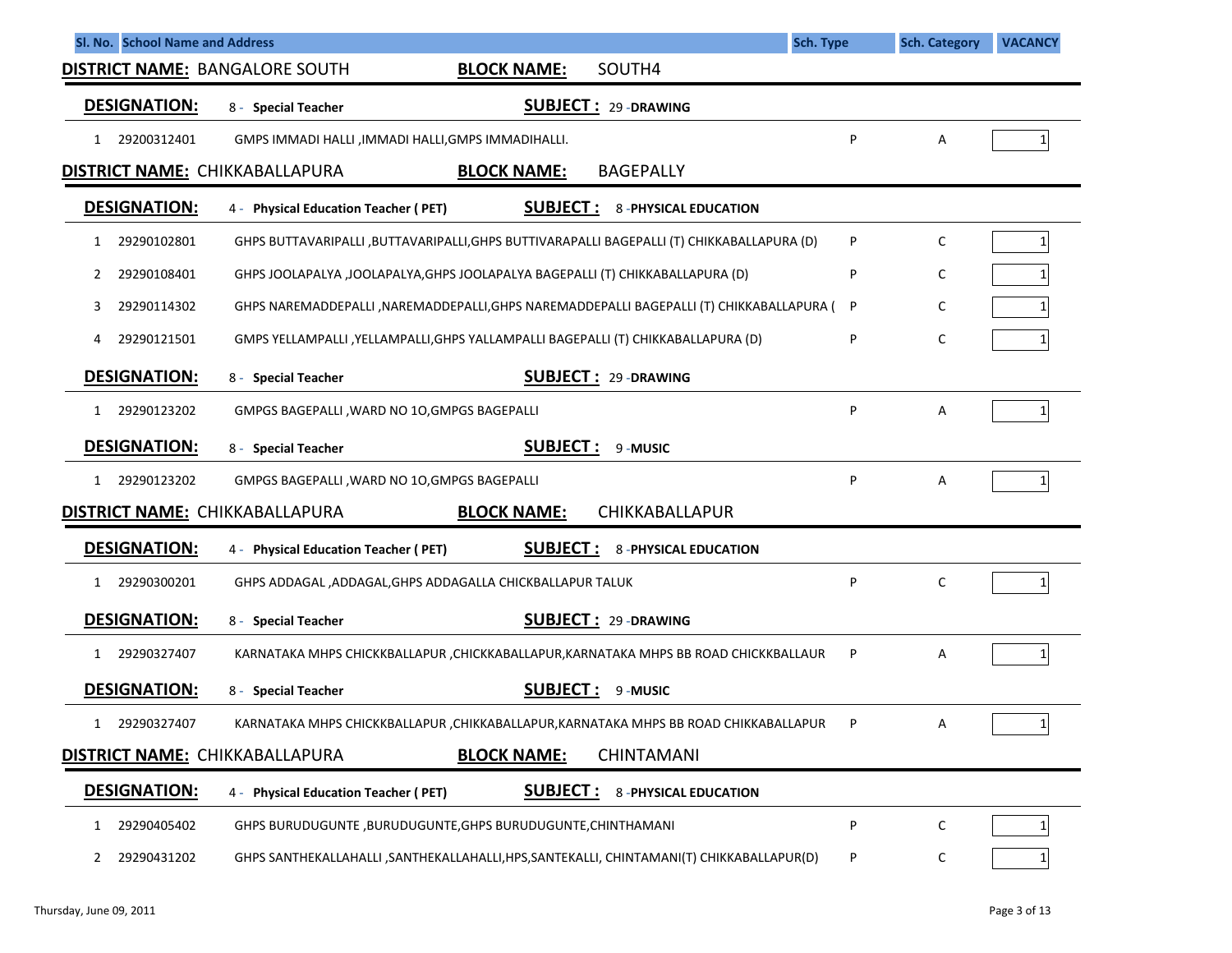| Sl. No. | School Name and Address | Sch. Type | Sch. Category | VACANCY |
|---|---|---|---|---|

**DISTRICT NAME:** BANGALORE SOUTH **BLOCK NAME:** SOUTH4

**DESIGNATION:** 8 - **Special Teacher** **SUBJECT :** 29 -**DRAWING**

| Sl. No. | School Name and Address | Sch. Type | Sch. Category | VACANCY |
|---|---|---|---|---|
| 1 29200312401 | GMPS IMMADI HALLI ,IMMADI HALLI,GMPS IMMADIHALLI. | P | A | 1 |

**DISTRICT NAME:** CHIKKABALLAPURA **BLOCK NAME:** BAGEPALLY

**DESIGNATION:** 4 - **Physical Education Teacher ( PET)** **SUBJECT :** 8 -**PHYSICAL EDUCATION**

| Sl. No. | School Name and Address | Sch. Type | Sch. Category | VACANCY |
|---|---|---|---|---|
| 1 29290102801 | GHPS BUTTAVARIPALLI ,BUTTAVARIPALLI,GHPS BUTTIVARAPALLI BAGEPALLI (T) CHIKKABALLAPURA (D) | P | C | 1 |
| 2 29290108401 | GHPS JOOLAPALYA ,JOOLAPALYA,GHPS JOOLAPALYA BAGEPALLI (T) CHIKKABALLAPURA (D) | P | C | 1 |
| 3 29290114302 | GHPS NAREMADDEPALLI ,NAREMADDEPALLI,GHPS NAREMADDEPALLI BAGEPALLI (T) CHIKKABALLAPURA ( | P | C | 1 |
| 4 29290121501 | GMPS YELLAMPALLI ,YELLAMPALLI,GHPS YALLAMPALLI BAGEPALLI (T) CHIKKABALLAPURA (D) | P | C | 1 |

**DESIGNATION:** 8 - **Special Teacher** **SUBJECT :** 29 -**DRAWING**

| Sl. No. | School Name and Address | Sch. Type | Sch. Category | VACANCY |
|---|---|---|---|---|
| 1 29290123202 | GMPGS BAGEPALLI ,WARD NO 1O,GMPGS BAGEPALLI | P | A | 1 |

**DESIGNATION:** 8 - **Special Teacher** **SUBJECT :** 9 -**MUSIC**

| Sl. No. | School Name and Address | Sch. Type | Sch. Category | VACANCY |
|---|---|---|---|---|
| 1 29290123202 | GMPGS BAGEPALLI ,WARD NO 1O,GMPGS BAGEPALLI | P | A | 1 |

**DISTRICT NAME:** CHIKKABALLAPURA **BLOCK NAME:** CHIKKABALLAPUR

**DESIGNATION:** 4 - **Physical Education Teacher ( PET)** **SUBJECT :** 8 -**PHYSICAL EDUCATION**

| Sl. No. | School Name and Address | Sch. Type | Sch. Category | VACANCY |
|---|---|---|---|---|
| 1 29290300201 | GHPS ADDAGAL ,ADDAGAL,GHPS ADDAGALLA CHICKBALLAPUR TALUK | P | C | 1 |

**DESIGNATION:** 8 - **Special Teacher** **SUBJECT :** 29 -**DRAWING**

| Sl. No. | School Name and Address | Sch. Type | Sch. Category | VACANCY |
|---|---|---|---|---|
| 1 29290327407 | KARNATAKA MHPS CHICKKBALLAPUR ,CHICKKABALLAPUR,KARNATAKA MHPS BB ROAD CHICKKBALLAUR | P | A | 1 |

**DESIGNATION:** 8 - **Special Teacher** **SUBJECT :** 9 -**MUSIC**

| Sl. No. | School Name and Address | Sch. Type | Sch. Category | VACANCY |
|---|---|---|---|---|
| 1 29290327407 | KARNATAKA MHPS CHICKKBALLAPUR ,CHIKKABALLAPUR,KARNATAKA MHPS BB ROAD CHIKKABALLAPUR | P | A | 1 |

**DISTRICT NAME:** CHIKKABALLAPURA **BLOCK NAME:** CHINTAMANI

**DESIGNATION:** 4 - **Physical Education Teacher ( PET)** **SUBJECT :** 8 -**PHYSICAL EDUCATION**

| Sl. No. | School Name and Address | Sch. Type | Sch. Category | VACANCY |
|---|---|---|---|---|
| 1 29290405402 | GHPS BURUDUGUNTE ,BURUDUGUNTE,GHPS BURUDUGUNTE,CHINTHAMANI | P | C | 1 |
| 2 29290431202 | GHPS SANTHEKALLAHALLI ,SANTHEKALLAHALLI,HPS,SANTEKALLI, CHINTAMANI(T) CHIKKABALLAPUR(D) | P | C | 1 |

Thursday, June 09, 2011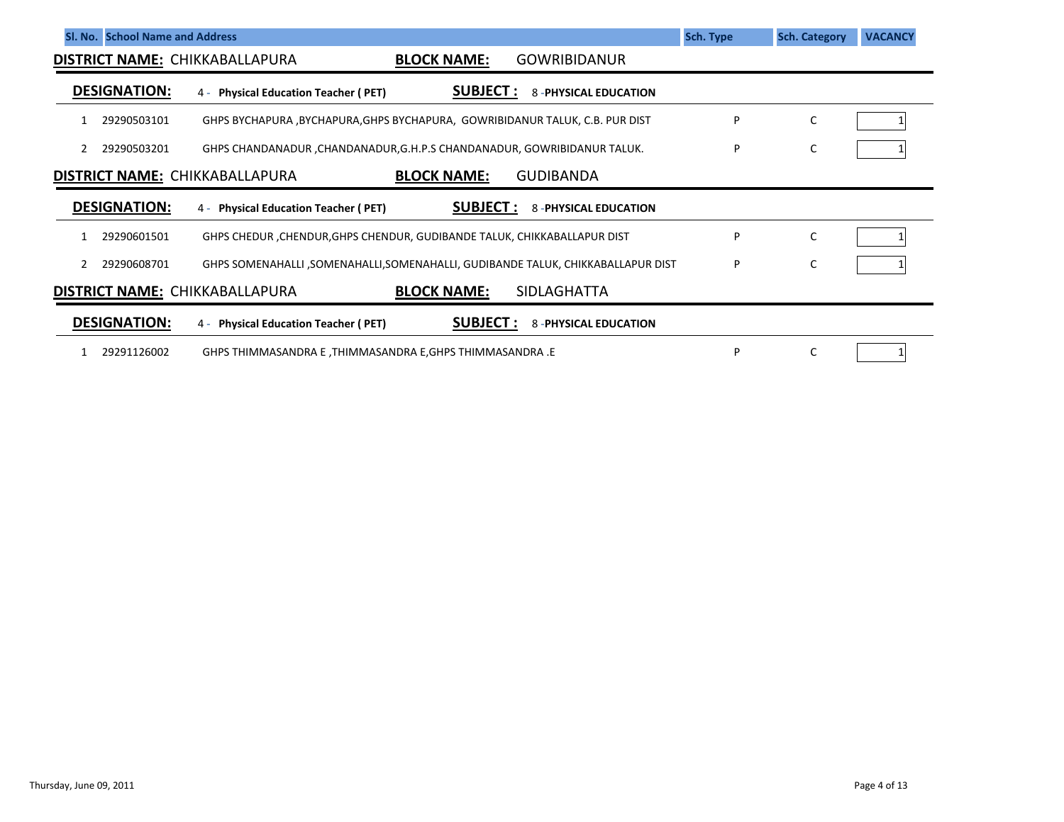| Sl. No. | School Name and Address | Sch. Type | Sch. Category | VACANCY |
|---|---|---|---|---|

**DISTRICT NAME:** CHIKKABALLAPURA **BLOCK NAME:** GOWRIBIDANUR

**DESIGNATION:** 4 - **Physical Education Teacher ( PET)** **SUBJECT :** 8 -**PHYSICAL EDUCATION**

| Sl. No. | Code | School Name and Address | Sch. Type | Sch. Category | VACANCY |
|---|---|---|---|---|---|
| 1 | 29290503101 | GHPS BYCHAPURA ,BYCHAPURA,GHPS BYCHAPURA, GOWRIBIDANUR TALUK, C.B. PUR DIST | P | C | 1 |
| 2 | 29290503201 | GHPS CHANDANADUR ,CHANDANADUR,G.H.P.S CHANDANADUR, GOWRIBIDANUR TALUK. | P | C | 1 |

**DISTRICT NAME:** CHIKKABALLAPURA **BLOCK NAME:** GUDIBANDA

**DESIGNATION:** 4 - **Physical Education Teacher ( PET)** **SUBJECT :** 8 -**PHYSICAL EDUCATION**

| Sl. No. | Code | School Name and Address | Sch. Type | Sch. Category | VACANCY |
|---|---|---|---|---|---|
| 1 | 29290601501 | GHPS CHEDUR ,CHENDUR,GHPS CHENDUR, GUDIBANDE TALUK, CHIKKABALLAPUR DIST | P | C | 1 |
| 2 | 29290608701 | GHPS SOMENAHALLI ,SOMENAHALLI,SOMENAHALLI, GUDIBANDE TALUK, CHIKKABALLAPUR DIST | P | C | 1 |

**DISTRICT NAME:** CHIKKABALLAPURA **BLOCK NAME:** SIDLAGHATTA

**DESIGNATION:** 4 - **Physical Education Teacher ( PET)** **SUBJECT :** 8 -**PHYSICAL EDUCATION**

| Sl. No. | Code | School Name and Address | Sch. Type | Sch. Category | VACANCY |
|---|---|---|---|---|---|
| 1 | 29291126002 | GHPS THIMMASANDRA E ,THIMMASANDRA E,GHPS THIMMASANDRA .E | P | C | 1 |

Thursday, June 09, 2011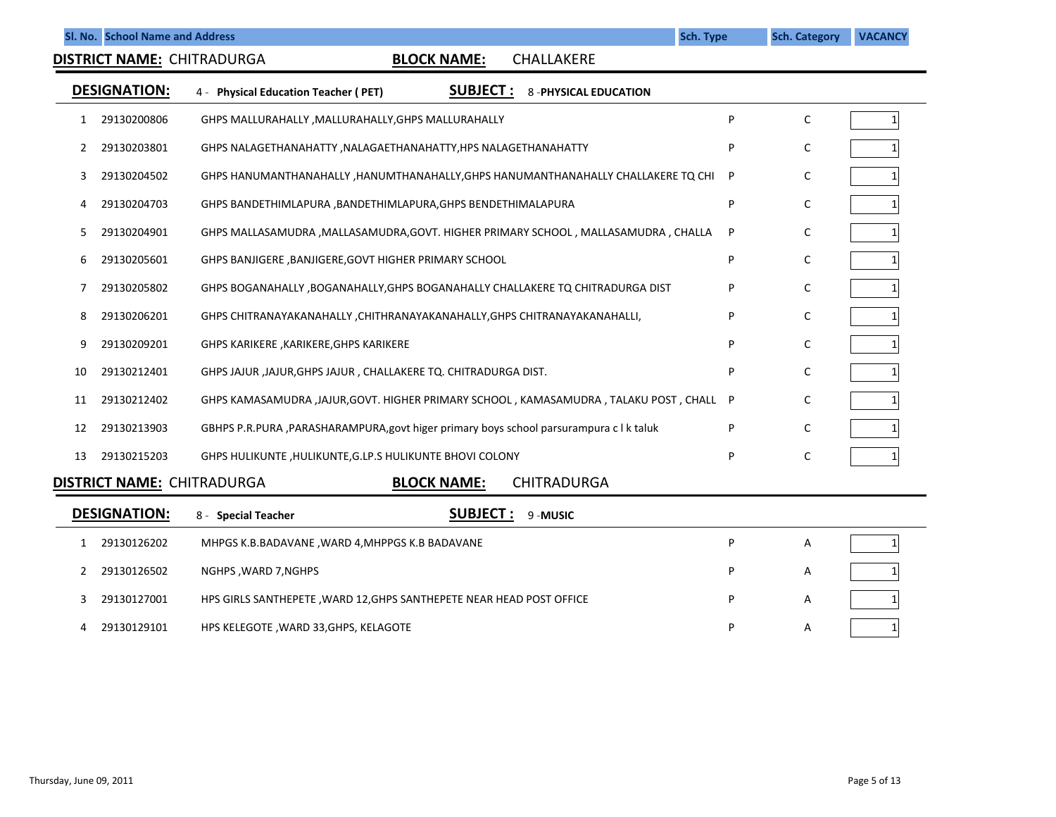| Sl. No. | School Name and Address | | Sch. Type | Sch. Category | VACANCY |
|---|---|---|---|---|---|

**DISTRICT NAME:** CHITRADURGA **BLOCK NAME:** CHALLAKERE

**DESIGNATION:** 4 - **Physical Education Teacher ( PET)** **SUBJECT :** 8 -**PHYSICAL EDUCATION**

| Sl. No. | Code | School Name and Address | Sch. Type | Sch. Category | VACANCY |
|---|---|---|---|---|---|
| 1 | 29130200806 | GHPS MALLURAHALLY ,MALLURAHALLY,GHPS MALLURAHALLY | P | C | 1 |
| 2 | 29130203801 | GHPS NALAGETHANAHATTY ,NALAGAETHANAHATTY,HPS NALAGETHANAHATTY | P | C | 1 |
| 3 | 29130204502 | GHPS HANUMANTHANAHALLY ,HANUMTHANAHALLY,GHPS HANUMANTHANAHALLY CHALLAKERE TQ CHI | P | C | 1 |
| 4 | 29130204703 | GHPS BANDETHIMLAPURA ,BANDETHIMLAPURA,GHPS BENDETHIMALAPURA | P | C | 1 |
| 5 | 29130204901 | GHPS MALLASAMUDRA ,MALLASAMUDRA,GOVT. HIGHER PRIMARY SCHOOL , MALLASAMUDRA , CHALLA | P | C | 1 |
| 6 | 29130205601 | GHPS BANJIGERE ,BANJIGERE,GOVT HIGHER PRIMARY SCHOOL | P | C | 1 |
| 7 | 29130205802 | GHPS BOGANAHALLY ,BOGANAHALLY,GHPS BOGANAHALLY CHALLAKERE TQ CHITRADURGA DIST | P | C | 1 |
| 8 | 29130206201 | GHPS CHITRANAYAKANAHALLY ,CHITHRANAYAKANAHALLY,GHPS CHITRANAYAKANAHALLI, | P | C | 1 |
| 9 | 29130209201 | GHPS KARIKERE ,KARIKERE,GHPS KARIKERE | P | C | 1 |
| 10 | 29130212401 | GHPS JAJUR ,JAJUR,GHPS JAJUR , CHALLAKERE TQ. CHITRADURGA DIST. | P | C | 1 |
| 11 | 29130212402 | GHPS KAMASAMUDRA ,JAJUR,GOVT. HIGHER PRIMARY SCHOOL , KAMASAMUDRA , TALAKU POST , CHALL | P | C | 1 |
| 12 | 29130213903 | GBHPS P.R.PURA ,PARASHARAMPURA,govt higer primary boys school parsurampura c l k taluk | P | C | 1 |
| 13 | 29130215203 | GHPS HULIKUNTE ,HULIKUNTE,G.LP.S HULIKUNTE BHOVI COLONY | P | C | 1 |

**DISTRICT NAME:** CHITRADURGA **BLOCK NAME:** CHITRADURGA

**DESIGNATION:** 8 - **Special Teacher** **SUBJECT :** 9 -**MUSIC**

| Sl. No. | Code | School Name and Address | Sch. Type | Sch. Category | VACANCY |
|---|---|---|---|---|---|
| 1 | 29130126202 | MHPGS K.B.BADAVANE ,WARD 4,MHPPGS K.B BADAVANE | P | A | 1 |
| 2 | 29130126502 | NGHPS ,WARD 7,NGHPS | P | A | 1 |
| 3 | 29130127001 | HPS GIRLS SANTHEPETE ,WARD 12,GHPS SANTHEPETE NEAR HEAD POST OFFICE | P | A | 1 |
| 4 | 29130129101 | HPS KELEGOTE ,WARD 33,GHPS, KELAGOTE | P | A | 1 |

Thursday, June 09, 2011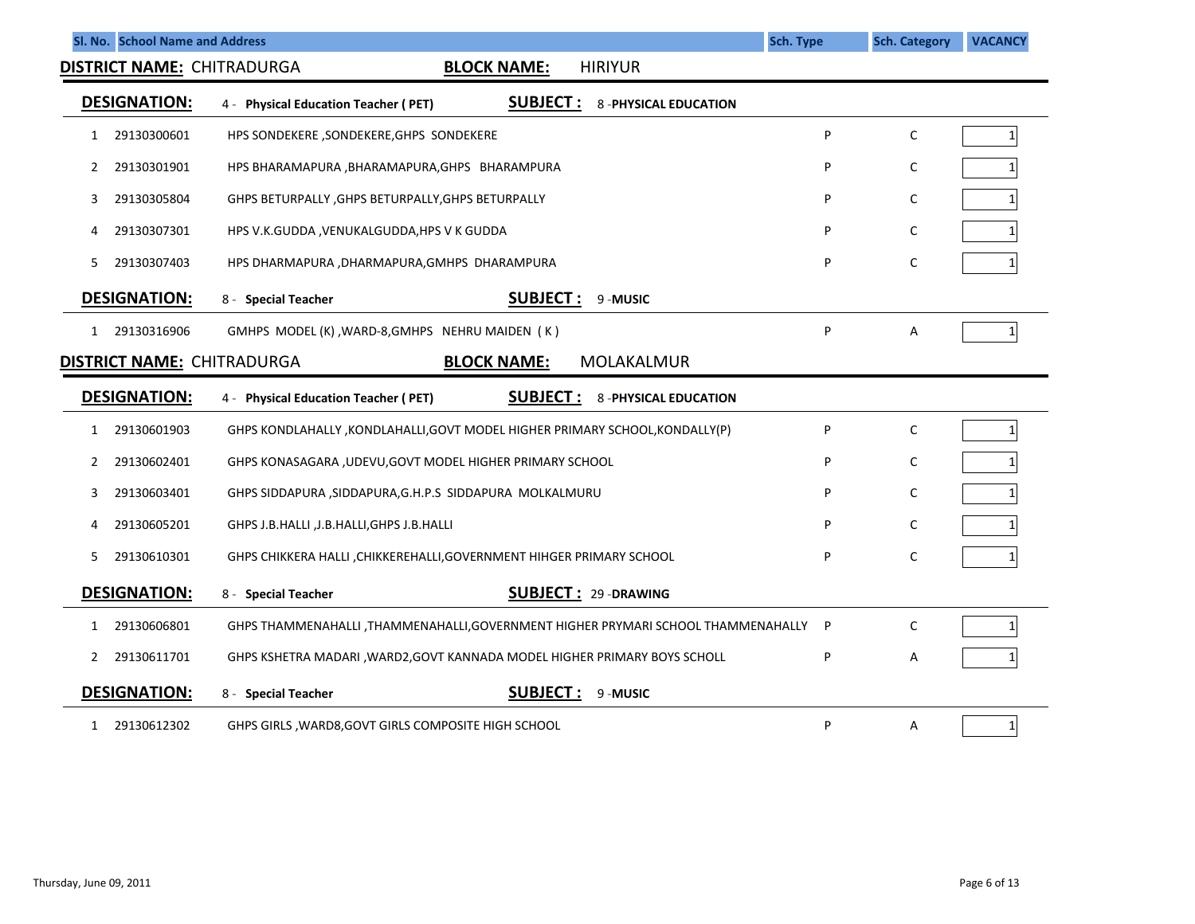| Sl. No. | School Name and Address | | Sch. Type | Sch. Category | VACANCY |
|---|---|---|---|---|---|

**DISTRICT NAME:** CHITRADURGA **BLOCK NAME:** HIRIYUR

**DESIGNATION:** 4 - **Physical Education Teacher ( PET)** **SUBJECT :** 8 -**PHYSICAL EDUCATION**

| Sl. No. | Code | School Name and Address | Sch. Type | Sch. Category | VACANCY |
|---|---|---|---|---|---|
| 1 | 29130300601 | HPS SONDEKERE ,SONDEKERE,GHPS SONDEKERE | P | C | 1 |
| 2 | 29130301901 | HPS BHARAMAPURA ,BHARAMAPURA,GHPS BHARAMPURA | P | C | 1 |
| 3 | 29130305804 | GHPS BETURPALLY ,GHPS BETURPALLY,GHPS BETURPALLY | P | C | 1 |
| 4 | 29130307301 | HPS V.K.GUDDA ,VENUKALGUDDA,HPS V K GUDDA | P | C | 1 |
| 5 | 29130307403 | HPS DHARMAPURA ,DHARMAPURA,GMHPS DHARAMPURA | P | C | 1 |

**DESIGNATION:** 8 - **Special Teacher** **SUBJECT :** 9 -**MUSIC**

| Sl. No. | Code | School Name and Address | Sch. Type | Sch. Category | VACANCY |
|---|---|---|---|---|---|
| 1 | 29130316906 | GMHPS MODEL (K) ,WARD-8,GMHPS NEHRU MAIDEN ( K ) | P | A | 1 |

**DISTRICT NAME:** CHITRADURGA **BLOCK NAME:** MOLAKALMUR

**DESIGNATION:** 4 - **Physical Education Teacher ( PET)** **SUBJECT :** 8 -**PHYSICAL EDUCATION**

| Sl. No. | Code | School Name and Address | Sch. Type | Sch. Category | VACANCY |
|---|---|---|---|---|---|
| 1 | 29130601903 | GHPS KONDLAHALLY ,KONDLAHALLI,GOVT MODEL HIGHER PRIMARY SCHOOL,KONDALLY(P) | P | C | 1 |
| 2 | 29130602401 | GHPS KONASAGARA ,UDEVU,GOVT MODEL HIGHER PRIMARY SCHOOL | P | C | 1 |
| 3 | 29130603401 | GHPS SIDDAPURA ,SIDDAPURA,G.H.P.S SIDDAPURA MOLKALMURU | P | C | 1 |
| 4 | 29130605201 | GHPS J.B.HALLI ,J.B.HALLI,GHPS J.B.HALLI | P | C | 1 |
| 5 | 29130610301 | GHPS CHIKKERA HALLI ,CHIKKEREHALLI,GOVERNMENT HIHGER PRIMARY SCHOOL | P | C | 1 |

**DESIGNATION:** 8 - **Special Teacher** **SUBJECT :** 29 -**DRAWING**

| Sl. No. | Code | School Name and Address | Sch. Type | Sch. Category | VACANCY |
|---|---|---|---|---|---|
| 1 | 29130606801 | GHPS THAMMENAHALLI ,THAMMENAHALLI,GOVERNMENT HIGHER PRYMARI SCHOOL THAMMENAHALLY | P | C | 1 |
| 2 | 29130611701 | GHPS KSHETRA MADARI ,WARD2,GOVT KANNADA MODEL HIGHER PRIMARY BOYS SCHOLL | P | A | 1 |

**DESIGNATION:** 8 - **Special Teacher** **SUBJECT :** 9 -**MUSIC**

| Sl. No. | Code | School Name and Address | Sch. Type | Sch. Category | VACANCY |
|---|---|---|---|---|---|
| 1 | 29130612302 | GHPS GIRLS ,WARD8,GOVT GIRLS COMPOSITE HIGH SCHOOL | P | A | 1 |

Thursday, June 09, 2011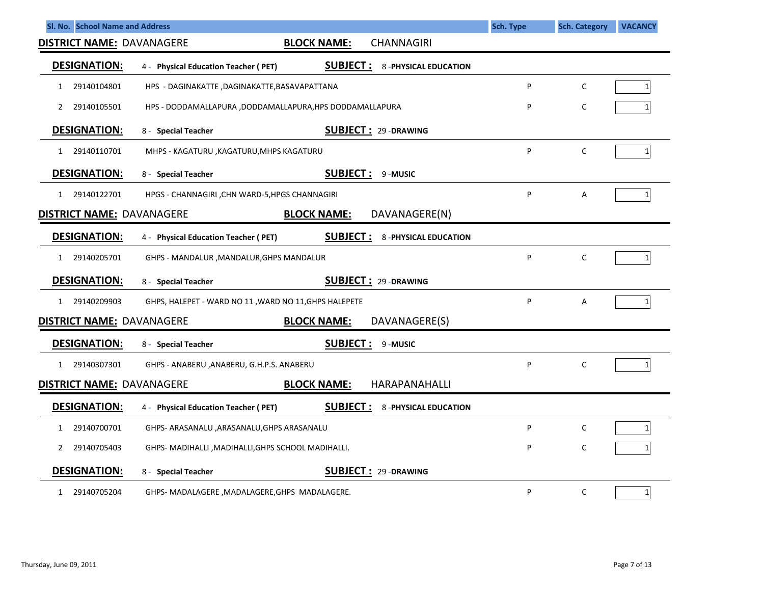| Sl. No. | School Name and Address | | Sch. Type | Sch. Category | VACANCY |
|---|---|---|---|---|---|

**DISTRICT NAME:** DAVANAGERE **BLOCK NAME:** CHANNAGIRI

**DESIGNATION:** 4 - **Physical Education Teacher ( PET)** **SUBJECT :** 8 -**PHYSICAL EDUCATION**

| Sl. No. | Code | School Name and Address | Sch. Type | Sch. Category | VACANCY |
|---|---|---|---|---|---|
| 1 | 29140104801 | HPS - DAGINAKATTE ,DAGINAKATTE,BASAVAPATTANA | P | C | 1 |
| 2 | 29140105501 | HPS - DODDAMALLAPURA ,DODDAMALLAPURA,HPS DODDAMALLAPURA | P | C | 1 |

**DESIGNATION:** 8 - **Special Teacher** **SUBJECT :** 29 -**DRAWING**

| Sl. No. | Code | School Name and Address | Sch. Type | Sch. Category | VACANCY |
|---|---|---|---|---|---|
| 1 | 29140110701 | MHPS - KAGATURU ,KAGATURU,MHPS KAGATURU | P | C | 1 |

**DESIGNATION:** 8 - **Special Teacher** **SUBJECT :** 9 -**MUSIC**

| Sl. No. | Code | School Name and Address | Sch. Type | Sch. Category | VACANCY |
|---|---|---|---|---|---|
| 1 | 29140122701 | HPGS - CHANNAGIRI ,CHN WARD-5,HPGS CHANNAGIRI | P | A | 1 |

**DISTRICT NAME:** DAVANAGERE **BLOCK NAME:** DAVANAGERE(N)

**DESIGNATION:** 4 - **Physical Education Teacher ( PET)** **SUBJECT :** 8 -**PHYSICAL EDUCATION**

| Sl. No. | Code | School Name and Address | Sch. Type | Sch. Category | VACANCY |
|---|---|---|---|---|---|
| 1 | 29140205701 | GHPS - MANDALUR ,MANDALUR,GHPS MANDALUR | P | C | 1 |

**DESIGNATION:** 8 - **Special Teacher** **SUBJECT :** 29 -**DRAWING**

| Sl. No. | Code | School Name and Address | Sch. Type | Sch. Category | VACANCY |
|---|---|---|---|---|---|
| 1 | 29140209903 | GHPS, HALEPET - WARD NO 11 ,WARD NO 11,GHPS HALEPETE | P | A | 1 |

**DISTRICT NAME:** DAVANAGERE **BLOCK NAME:** DAVANAGERE(S)

**DESIGNATION:** 8 - **Special Teacher** **SUBJECT :** 9 -**MUSIC**

| Sl. No. | Code | School Name and Address | Sch. Type | Sch. Category | VACANCY |
|---|---|---|---|---|---|
| 1 | 29140307301 | GHPS - ANABERU ,ANABERU, G.H.P.S. ANABERU | P | C | 1 |

**DISTRICT NAME:** DAVANAGERE **BLOCK NAME:** HARAPANAHALLI

**DESIGNATION:** 4 - **Physical Education Teacher ( PET)** **SUBJECT :** 8 -**PHYSICAL EDUCATION**

| Sl. No. | Code | School Name and Address | Sch. Type | Sch. Category | VACANCY |
|---|---|---|---|---|---|
| 1 | 29140700701 | GHPS- ARASANALU ,ARASANALU,GHPS ARASANALU | P | C | 1 |
| 2 | 29140705403 | GHPS- MADIHALLI ,MADIHALLI,GHPS SCHOOL MADIHALLI. | P | C | 1 |

**DESIGNATION:** 8 - **Special Teacher** **SUBJECT :** 29 -**DRAWING**

| Sl. No. | Code | School Name and Address | Sch. Type | Sch. Category | VACANCY |
|---|---|---|---|---|---|
| 1 | 29140705204 | GHPS- MADALAGERE ,MADALAGERE,GHPS MADALAGERE. | P | C | 1 |

Thursday, June 09, 2011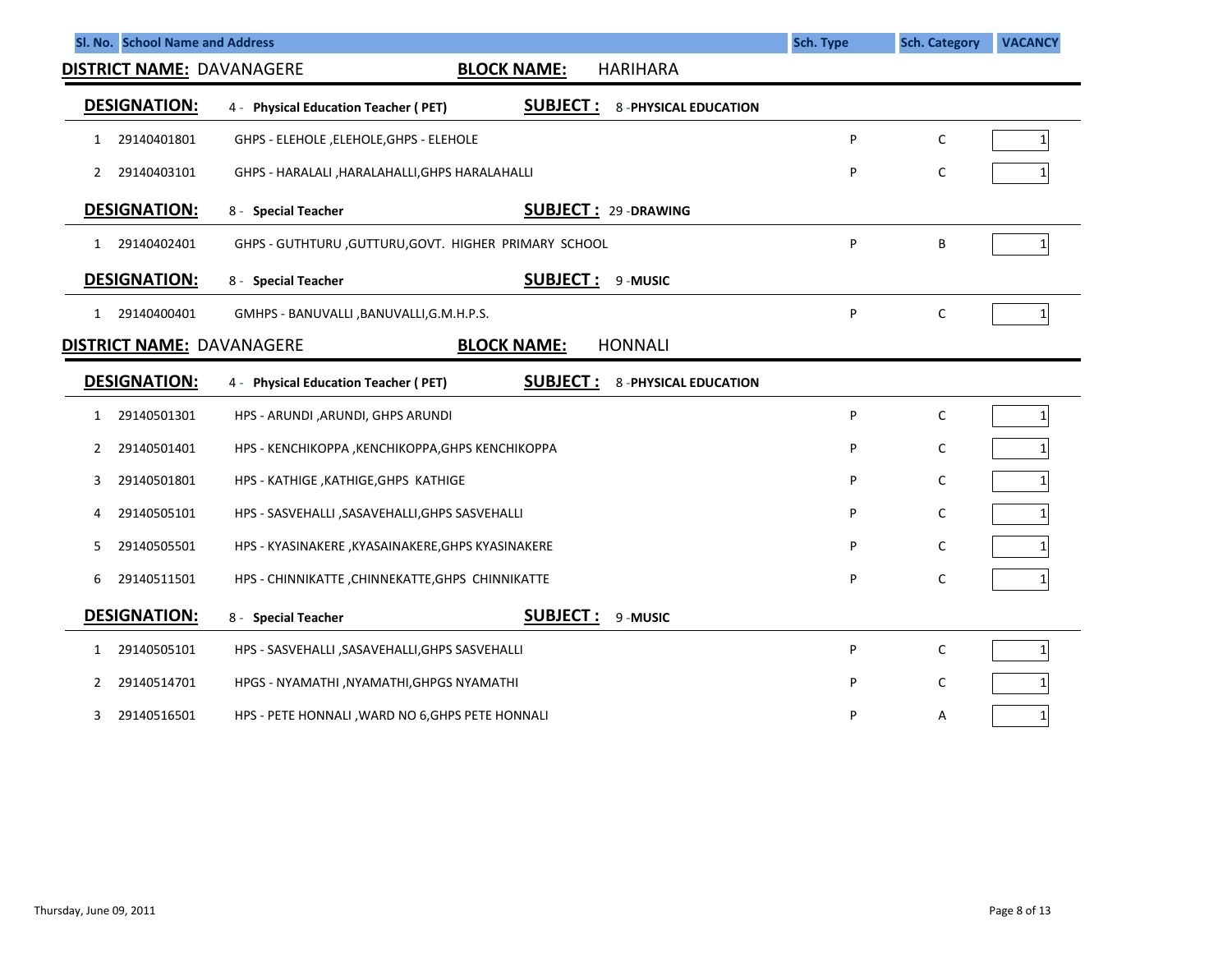| Sl. No. | School Name and Address | | Sch. Type | Sch. Category | VACANCY |
|---|---|---|---|---|---|

**DISTRICT NAME:** DAVANAGERE **BLOCK NAME:** HARIHARA

**DESIGNATION:** 4 - **Physical Education Teacher ( PET)** **SUBJECT :** 8 -**PHYSICAL EDUCATION**

| Sl. No. | Code | School Name and Address | Sch. Type | Sch. Category | VACANCY |
|---|---|---|---|---|---|
| 1 | 29140401801 | GHPS - ELEHOLE ,ELEHOLE,GHPS - ELEHOLE | P | C | 1 |
| 2 | 29140403101 | GHPS - HARALALI ,HARALAHALLI,GHPS HARALAHALLI | P | C | 1 |

**DESIGNATION:** 8 - **Special Teacher** **SUBJECT :** 29 -**DRAWING**

| Sl. No. | Code | School Name and Address | Sch. Type | Sch. Category | VACANCY |
|---|---|---|---|---|---|
| 1 | 29140402401 | GHPS - GUTHTURU ,GUTTURU,GOVT. HIGHER PRIMARY SCHOOL | P | B | 1 |

**DESIGNATION:** 8 - **Special Teacher** **SUBJECT :** 9 -**MUSIC**

| Sl. No. | Code | School Name and Address | Sch. Type | Sch. Category | VACANCY |
|---|---|---|---|---|---|
| 1 | 29140400401 | GMHPS - BANUVALLI ,BANUVALLI,G.M.H.P.S. | P | C | 1 |

**DISTRICT NAME:** DAVANAGERE **BLOCK NAME:** HONNALI

**DESIGNATION:** 4 - **Physical Education Teacher ( PET)** **SUBJECT :** 8 -**PHYSICAL EDUCATION**

| Sl. No. | Code | School Name and Address | Sch. Type | Sch. Category | VACANCY |
|---|---|---|---|---|---|
| 1 | 29140501301 | HPS - ARUNDI ,ARUNDI, GHPS ARUNDI | P | C | 1 |
| 2 | 29140501401 | HPS - KENCHIKOPPA ,KENCHIKOPPA,GHPS KENCHIKOPPA | P | C | 1 |
| 3 | 29140501801 | HPS - KATHIGE ,KATHIGE,GHPS KATHIGE | P | C | 1 |
| 4 | 29140505101 | HPS - SASVEHALLI ,SASAVEHALLI,GHPS SASVEHALLI | P | C | 1 |
| 5 | 29140505501 | HPS - KYASINAKERE ,KYASAINAKERE,GHPS KYASINAKERE | P | C | 1 |
| 6 | 29140511501 | HPS - CHINNIKATTE ,CHINNEKATTE,GHPS CHINNIKATTE | P | C | 1 |

**DESIGNATION:** 8 - **Special Teacher** **SUBJECT :** 9 -**MUSIC**

| Sl. No. | Code | School Name and Address | Sch. Type | Sch. Category | VACANCY |
|---|---|---|---|---|---|
| 1 | 29140505101 | HPS - SASVEHALLI ,SASAVEHALLI,GHPS SASVEHALLI | P | C | 1 |
| 2 | 29140514701 | HPGS - NYAMATHI ,NYAMATHI,GHPGS NYAMATHI | P | C | 1 |
| 3 | 29140516501 | HPS - PETE HONNALI ,WARD NO 6,GHPS PETE HONNALI | P | A | 1 |

Thursday, June 09, 2011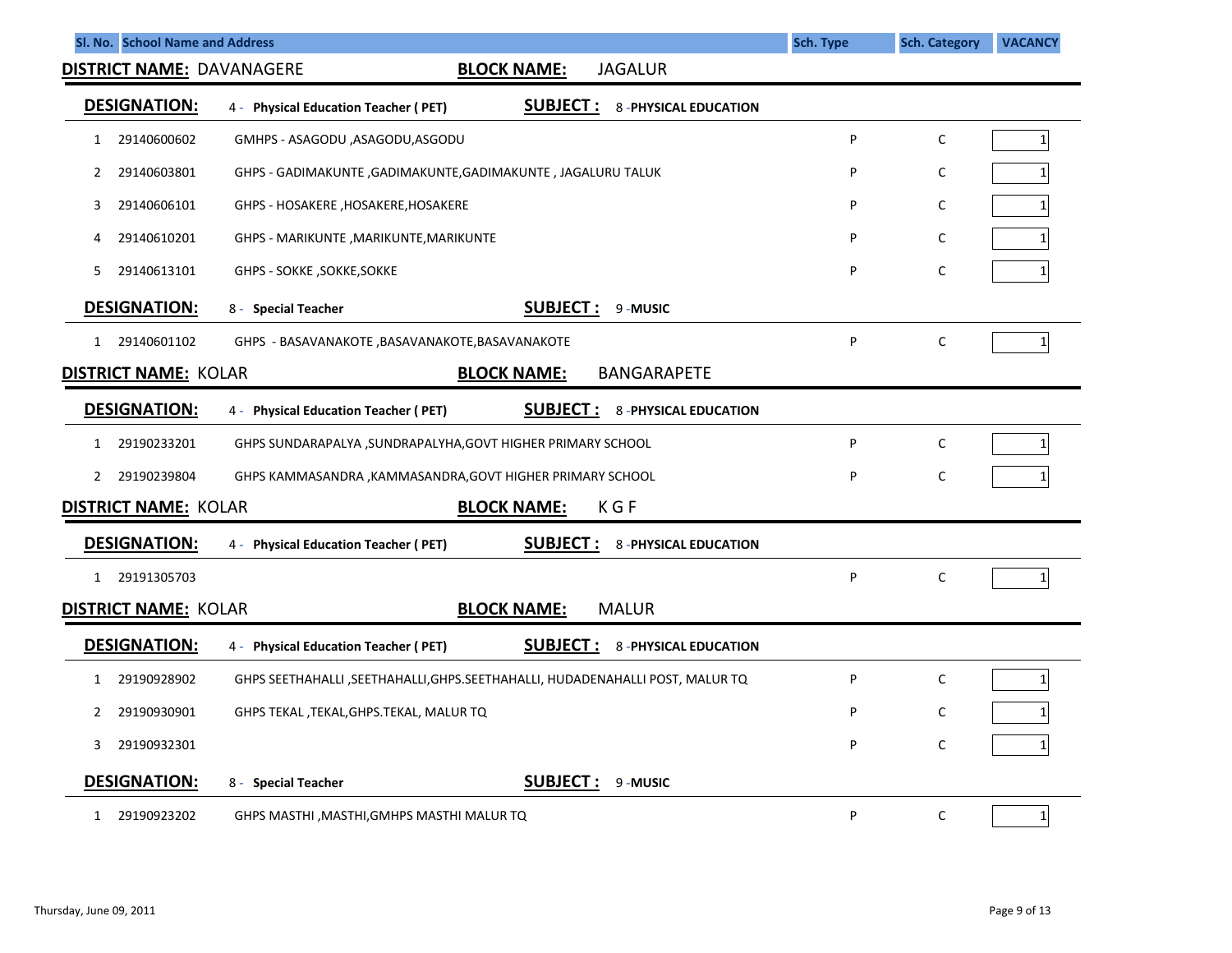| Sl. No. | School Name and Address | | Sch. Type | Sch. Category | VACANCY |
|---|---|---|---|---|---|

**DISTRICT NAME:** DAVANAGERE **BLOCK NAME:** JAGALUR

**DESIGNATION:** 4 - **Physical Education Teacher ( PET)** **SUBJECT :** 8 -**PHYSICAL EDUCATION**

| Sl. No. | Code | School Name and Address | Sch. Type | Sch. Category | VACANCY |
|---|---|---|---|---|---|
| 1 | 29140600602 | GMHPS - ASAGODU ,ASAGODU,ASGODU | P | C | 1 |
| 2 | 29140603801 | GHPS - GADIMAKUNTE ,GADIMAKUNTE,GADIMAKUNTE , JAGALURU TALUK | P | C | 1 |
| 3 | 29140606101 | GHPS - HOSAKERE ,HOSAKERE,HOSAKERE | P | C | 1 |
| 4 | 29140610201 | GHPS - MARIKUNTE ,MARIKUNTE,MARIKUNTE | P | C | 1 |
| 5 | 29140613101 | GHPS - SOKKE ,SOKKE,SOKKE | P | C | 1 |

**DESIGNATION:** 8 - **Special Teacher** **SUBJECT :** 9 -**MUSIC**

| Sl. No. | Code | School Name and Address | Sch. Type | Sch. Category | VACANCY |
|---|---|---|---|---|---|
| 1 | 29140601102 | GHPS - BASAVANAKOTE ,BASAVANAKOTE,BASAVANAKOTE | P | C | 1 |

**DISTRICT NAME:** KOLAR **BLOCK NAME:** BANGARAPETE

**DESIGNATION:** 4 - **Physical Education Teacher ( PET)** **SUBJECT :** 8 -**PHYSICAL EDUCATION**

| Sl. No. | Code | School Name and Address | Sch. Type | Sch. Category | VACANCY |
|---|---|---|---|---|---|
| 1 | 29190233201 | GHPS SUNDARAPALYA ,SUNDRAPALYHA,GOVT HIGHER PRIMARY SCHOOL | P | C | 1 |
| 2 | 29190239804 | GHPS KAMMASANDRA ,KAMMASANDRA,GOVT HIGHER PRIMARY SCHOOL | P | C | 1 |

**DISTRICT NAME:** KOLAR **BLOCK NAME:** K G F

**DESIGNATION:** 4 - **Physical Education Teacher ( PET)** **SUBJECT :** 8 -**PHYSICAL EDUCATION**

| Sl. No. | Code | School Name and Address | Sch. Type | Sch. Category | VACANCY |
|---|---|---|---|---|---|
| 1 | 29191305703 | | P | C | 1 |

**DISTRICT NAME:** KOLAR **BLOCK NAME:** MALUR

**DESIGNATION:** 4 - **Physical Education Teacher ( PET)** **SUBJECT :** 8 -**PHYSICAL EDUCATION**

| Sl. No. | Code | School Name and Address | Sch. Type | Sch. Category | VACANCY |
|---|---|---|---|---|---|
| 1 | 29190928902 | GHPS SEETHAHALLI ,SEETHAHALLI,GHPS.SEETHAHALLI, HUDADENAHALLI POST, MALUR TQ | P | C | 1 |
| 2 | 29190930901 | GHPS TEKAL ,TEKAL,GHPS.TEKAL, MALUR TQ | P | C | 1 |
| 3 | 29190932301 | | P | C | 1 |

**DESIGNATION:** 8 - **Special Teacher** **SUBJECT :** 9 -**MUSIC**

| Sl. No. | Code | School Name and Address | Sch. Type | Sch. Category | VACANCY |
|---|---|---|---|---|---|
| 1 | 29190923202 | GHPS MASTHI ,MASTHI,GMHPS MASTHI MALUR TQ | P | C | 1 |

Thursday, June 09, 2011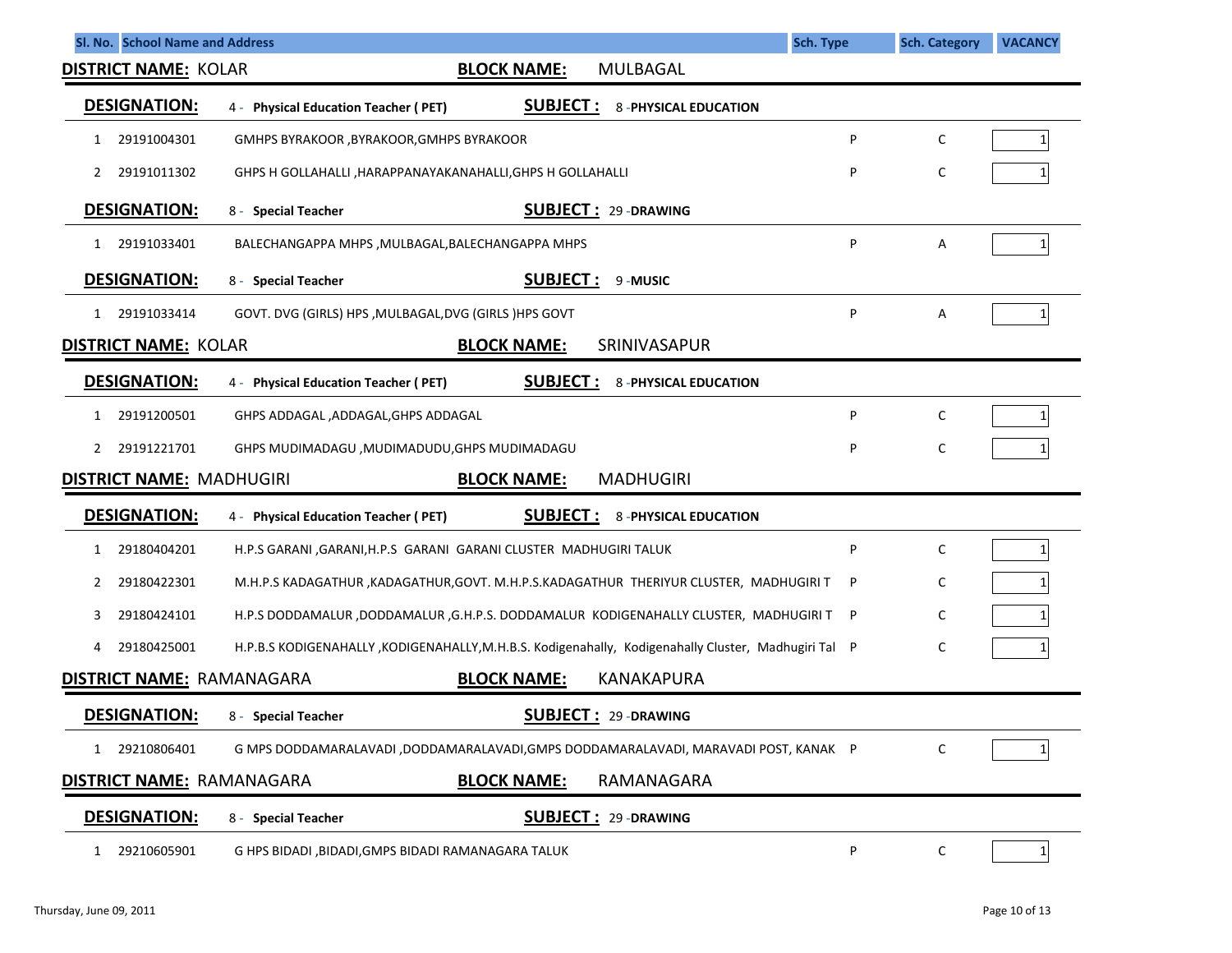| Sl. No. | School Name and Address | | Sch. Type | Sch. Category | VACANCY |
|---|---|---|---|---|---|

**DISTRICT NAME:** KOLAR **BLOCK NAME:** MULBAGAL

**DESIGNATION:** 4 - Physical Education Teacher ( PET) **SUBJECT :** 8 -PHYSICAL EDUCATION

| Sl. No. | Code | School Name and Address | Sch. Type | Sch. Category | VACANCY |
|---|---|---|---|---|---|
| 1 | 29191004301 | GMHPS BYRAKOOR ,BYRAKOOR,GMHPS BYRAKOOR | P | C | 1 |
| 2 | 29191011302 | GHPS H GOLLAHALLI ,HARAPPANAYAKANAHALLI,GHPS H GOLLAHALLI | P | C | 1 |

**DESIGNATION:** 8 - Special Teacher **SUBJECT :** 29 -DRAWING

| Sl. No. | Code | School Name and Address | Sch. Type | Sch. Category | VACANCY |
|---|---|---|---|---|---|
| 1 | 29191033401 | BALECHANGAPPA MHPS ,MULBAGAL,BALECHANGAPPA MHPS | P | A | 1 |

**DESIGNATION:** 8 - Special Teacher **SUBJECT :** 9 -MUSIC

| Sl. No. | Code | School Name and Address | Sch. Type | Sch. Category | VACANCY |
|---|---|---|---|---|---|
| 1 | 29191033414 | GOVT. DVG (GIRLS) HPS ,MULBAGAL,DVG (GIRLS )HPS GOVT | P | A | 1 |

**DISTRICT NAME:** KOLAR **BLOCK NAME:** SRINIVASAPUR

**DESIGNATION:** 4 - Physical Education Teacher ( PET) **SUBJECT :** 8 -PHYSICAL EDUCATION

| Sl. No. | Code | School Name and Address | Sch. Type | Sch. Category | VACANCY |
|---|---|---|---|---|---|
| 1 | 29191200501 | GHPS ADDAGAL ,ADDAGAL,GHPS ADDAGAL | P | C | 1 |
| 2 | 29191221701 | GHPS MUDIMADAGU ,MUDIMADUDU,GHPS MUDIMADAGU | P | C | 1 |

**DISTRICT NAME:** MADHUGIRI **BLOCK NAME:** MADHUGIRI

**DESIGNATION:** 4 - Physical Education Teacher ( PET) **SUBJECT :** 8 -PHYSICAL EDUCATION

| Sl. No. | Code | School Name and Address | Sch. Type | Sch. Category | VACANCY |
|---|---|---|---|---|---|
| 1 | 29180404201 | H.P.S GARANI ,GARANI,H.P.S GARANI GARANI CLUSTER MADHUGIRI TALUK | P | C | 1 |
| 2 | 29180422301 | M.H.P.S KADAGATHUR ,KADAGATHUR,GOVT. M.H.P.S.KADAGATHUR THERIYUR CLUSTER, MADHUGIRI T | P | C | 1 |
| 3 | 29180424101 | H.P.S DODDAMALUR ,DODDAMALUR ,G.H.P.S. DODDAMALUR KODIGENAHALLY CLUSTER, MADHUGIRI T | P | C | 1 |
| 4 | 29180425001 | H.P.B.S KODIGENAHALLY ,KODIGENAHALLY,M.H.B.S. Kodigenahally, Kodigenahally Cluster, Madhugiri Tal | P | C | 1 |

**DISTRICT NAME:** RAMANAGARA **BLOCK NAME:** KANAKAPURA

**DESIGNATION:** 8 - Special Teacher **SUBJECT :** 29 -DRAWING

| Sl. No. | Code | School Name and Address | Sch. Type | Sch. Category | VACANCY |
|---|---|---|---|---|---|
| 1 | 29210806401 | G MPS DODDAMARALAVADI ,DODDAMARALAVADI,GMPS DODDAMARALAVADI, MARAVADI POST, KANAK | P | C | 1 |

**DISTRICT NAME:** RAMANAGARA **BLOCK NAME:** RAMANAGARA

**DESIGNATION:** 8 - Special Teacher **SUBJECT :** 29 -DRAWING

| Sl. No. | Code | School Name and Address | Sch. Type | Sch. Category | VACANCY |
|---|---|---|---|---|---|
| 1 | 29210605901 | G HPS BIDADI ,BIDADI,GMPS BIDADI RAMANAGARA TALUK | P | C | 1 |

Thursday, June 09, 2011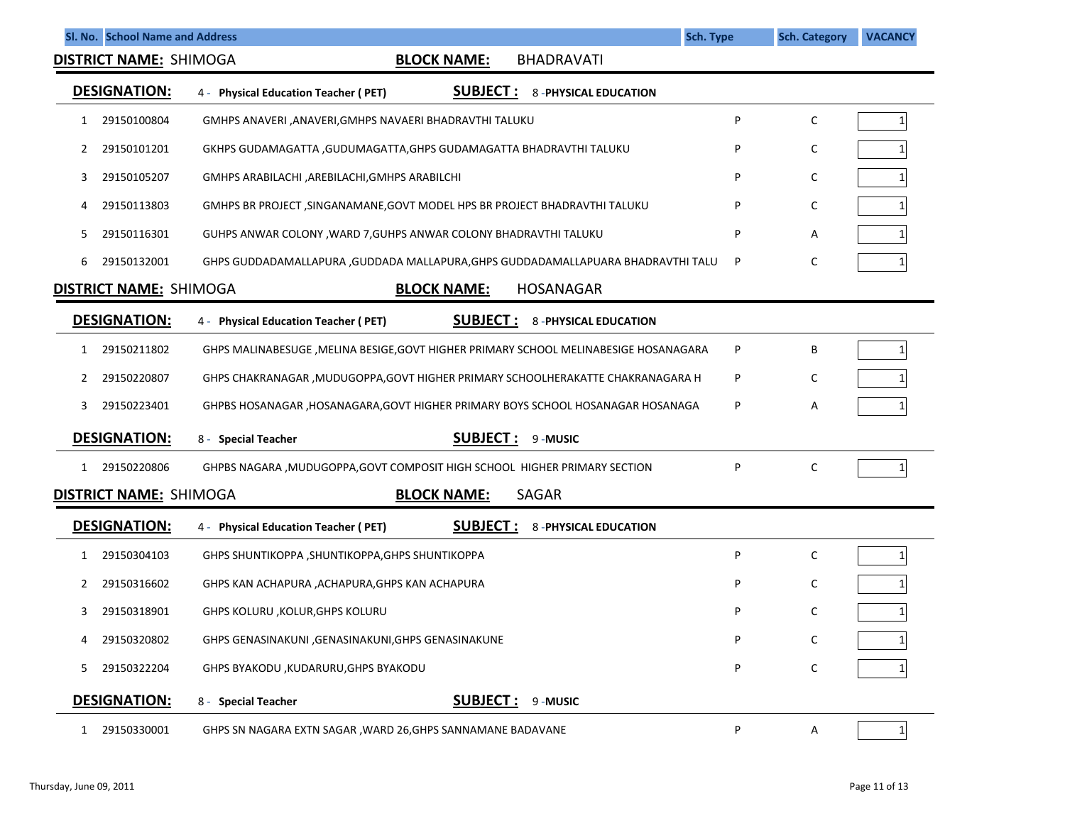| Sl. No. | School Name and Address | | Sch. Type | Sch. Category | VACANCY |
|---|---|---|---|---|---|

**DISTRICT NAME:** SHIMOGA **BLOCK NAME:** BHADRAVATI

**DESIGNATION:** 4 - **Physical Education Teacher ( PET)** **SUBJECT :** 8 -**PHYSICAL EDUCATION**

| Sl. No. | Code | School Name and Address | Sch. Type | Sch. Category | VACANCY |
|---|---|---|---|---|---|
| 1 | 29150100804 | GMHPS ANAVERI ,ANAVERI,GMHPS NAVAERI BHADRAVTHI TALUKU | P | C | 1 |
| 2 | 29150101201 | GKHPS GUDAMAGATTA ,GUDUMAGATTA,GHPS GUDAMAGATTA BHADRAVTHI TALUKU | P | C | 1 |
| 3 | 29150105207 | GMHPS ARABILACHI ,AREBILACHI,GMHPS ARABILCHI | P | C | 1 |
| 4 | 29150113803 | GMHPS BR PROJECT ,SINGANAMANE,GOVT MODEL HPS BR PROJECT BHADRAVTHI TALUKU | P | C | 1 |
| 5 | 29150116301 | GUHPS ANWAR COLONY ,WARD 7,GUHPS ANWAR COLONY BHADRAVTHI TALUKU | P | A | 1 |
| 6 | 29150132001 | GHPS GUDDADAMALLAPURA ,GUDDADA MALLAPURA,GHPS GUDDADAMALLAPUARA BHADRAVTHI TALU | P | C | 1 |

**DISTRICT NAME:** SHIMOGA **BLOCK NAME:** HOSANAGAR

**DESIGNATION:** 4 - **Physical Education Teacher ( PET)** **SUBJECT :** 8 -**PHYSICAL EDUCATION**

| Sl. No. | Code | School Name and Address | Sch. Type | Sch. Category | VACANCY |
|---|---|---|---|---|---|
| 1 | 29150211802 | GHPS MALINABESUGE ,MELINA BESIGE,GOVT HIGHER PRIMARY SCHOOL MELINABESIGE HOSANAGARA | P | B | 1 |
| 2 | 29150220807 | GHPS CHAKRANAGAR ,MUDUGOPPA,GOVT HIGHER PRIMARY SCHOOLHERAKATTE CHAKRANAGARA H | P | C | 1 |
| 3 | 29150223401 | GHPBS HOSANAGAR ,HOSANAGARA,GOVT HIGHER PRIMARY BOYS SCHOOL HOSANAGAR HOSANAGA | P | A | 1 |

**DESIGNATION:** 8 - **Special Teacher** **SUBJECT :** 9 -**MUSIC**

| Sl. No. | Code | School Name and Address | Sch. Type | Sch. Category | VACANCY |
|---|---|---|---|---|---|
| 1 | 29150220806 | GHPBS NAGARA ,MUDUGOPPA,GOVT COMPOSIT HIGH SCHOOL HIGHER PRIMARY SECTION | P | C | 1 |

**DISTRICT NAME:** SHIMOGA **BLOCK NAME:** SAGAR

**DESIGNATION:** 4 - **Physical Education Teacher ( PET)** **SUBJECT :** 8 -**PHYSICAL EDUCATION**

| Sl. No. | Code | School Name and Address | Sch. Type | Sch. Category | VACANCY |
|---|---|---|---|---|---|
| 1 | 29150304103 | GHPS SHUNTIKOPPA ,SHUNTIKOPPA,GHPS SHUNTIKOPPA | P | C | 1 |
| 2 | 29150316602 | GHPS KAN ACHAPURA ,ACHAPURA,GHPS KAN ACHAPURA | P | C | 1 |
| 3 | 29150318901 | GHPS KOLURU ,KOLUR,GHPS KOLURU | P | C | 1 |
| 4 | 29150320802 | GHPS GENASINAKUNI ,GENASINAKUNI,GHPS GENASINAKUNE | P | C | 1 |
| 5 | 29150322204 | GHPS BYAKODU ,KUDARURU,GHPS BYAKODU | P | C | 1 |

**DESIGNATION:** 8 - **Special Teacher** **SUBJECT :** 9 -**MUSIC**

| Sl. No. | Code | School Name and Address | Sch. Type | Sch. Category | VACANCY |
|---|---|---|---|---|---|
| 1 | 29150330001 | GHPS SN NAGARA EXTN SAGAR ,WARD 26,GHPS SANNAMANE BADAVANE | P | A | 1 |

Thursday, June 09, 2011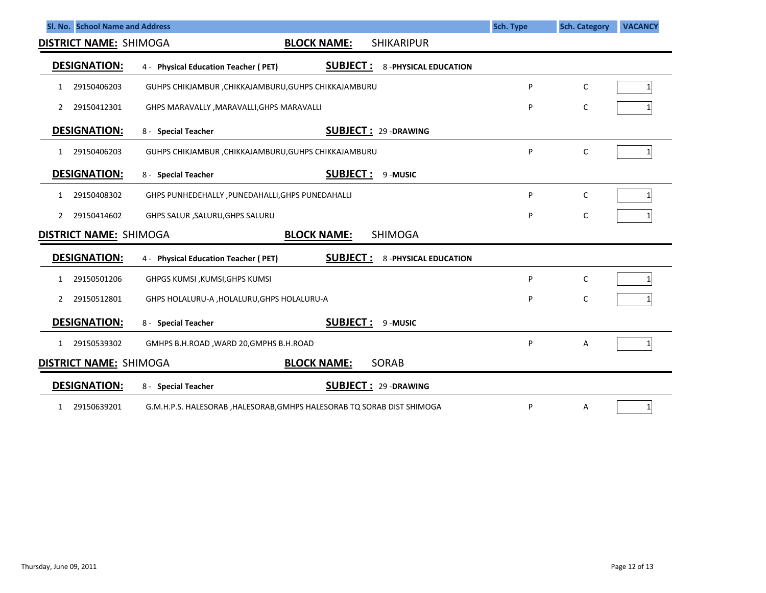| Sl. No. | School Name and Address | Sch. Type | Sch. Category | VACANCY |
|---|---|---|---|---|

**DISTRICT NAME:** SHIMOGA **BLOCK NAME:** SHIKARIPUR

**DESIGNATION:** 4 - **Physical Education Teacher ( PET)** **SUBJECT :** 8 -**PHYSICAL EDUCATION**

| Sl. No. | Code | School Name and Address | Sch. Type | Sch. Category | VACANCY |
|---|---|---|---|---|---|
| 1 | 29150406203 | GUHPS CHIKJAMBUR ,CHIKKAJAMBURU,GUHPS CHIKKAJAMBURU | P | C | 1 |
| 2 | 29150412301 | GHPS MARAVALLY ,MARAVALLI,GHPS MARAVALLI | P | C | 1 |

**DESIGNATION:** 8 - **Special Teacher** **SUBJECT :** 29 -**DRAWING**

| Sl. No. | Code | School Name and Address | Sch. Type | Sch. Category | VACANCY |
|---|---|---|---|---|---|
| 1 | 29150406203 | GUHPS CHIKJAMBUR ,CHIKKAJAMBURU,GUHPS CHIKKAJAMBURU | P | C | 1 |

**DESIGNATION:** 8 - **Special Teacher** **SUBJECT :** 9 -**MUSIC**

| Sl. No. | Code | School Name and Address | Sch. Type | Sch. Category | VACANCY |
|---|---|---|---|---|---|
| 1 | 29150408302 | GHPS PUNHEDEHALLY ,PUNEDAHALLI,GHPS PUNEDAHALLI | P | C | 1 |
| 2 | 29150414602 | GHPS SALUR ,SALURU,GHPS SALURU | P | C | 1 |

**DISTRICT NAME:** SHIMOGA **BLOCK NAME:** SHIMOGA

**DESIGNATION:** 4 - **Physical Education Teacher ( PET)** **SUBJECT :** 8 -**PHYSICAL EDUCATION**

| Sl. No. | Code | School Name and Address | Sch. Type | Sch. Category | VACANCY |
|---|---|---|---|---|---|
| 1 | 29150501206 | GHPGS KUMSI ,KUMSI,GHPS KUMSI | P | C | 1 |
| 2 | 29150512801 | GHPS HOLALURU-A ,HOLALURU,GHPS HOLALURU-A | P | C | 1 |

**DESIGNATION:** 8 - **Special Teacher** **SUBJECT :** 9 -**MUSIC**

| Sl. No. | Code | School Name and Address | Sch. Type | Sch. Category | VACANCY |
|---|---|---|---|---|---|
| 1 | 29150539302 | GMHPS B.H.ROAD ,WARD 20,GMPHS B.H.ROAD | P | A | 1 |

**DISTRICT NAME:** SHIMOGA **BLOCK NAME:** SORAB

**DESIGNATION:** 8 - **Special Teacher** **SUBJECT :** 29 -**DRAWING**

| Sl. No. | Code | School Name and Address | Sch. Type | Sch. Category | VACANCY |
|---|---|---|---|---|---|
| 1 | 29150639201 | G.M.H.P.S. HALESORAB ,HALESORAB,GMHPS HALESORAB TQ SORAB DIST SHIMOGA | P | A | 1 |

Thursday, June 09, 2011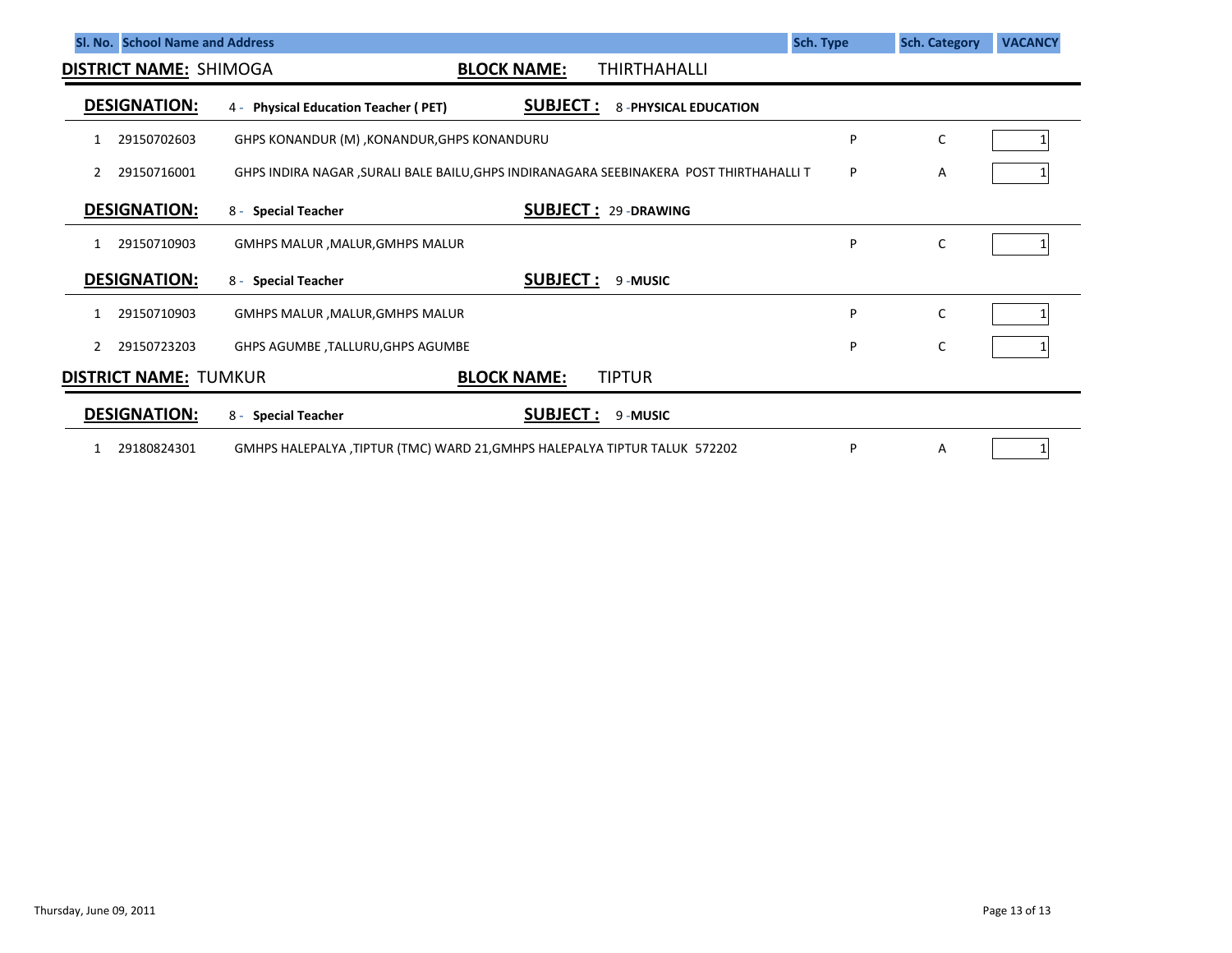| Sl. No. | | School Name and Address | Sch. Type | Sch. Category | VACANCY |
|---|---|---|---|---|---|

**DISTRICT NAME:** SHIMOGA **BLOCK NAME:** THIRTHAHALLI

**DESIGNATION:** 4 - **Physical Education Teacher ( PET)** **SUBJECT :** 8 -**PHYSICAL EDUCATION**

| | | | | | |
|---|---|---|---|---|---|
| 1 | 29150702603 | GHPS KONANDUR (M) ,KONANDUR,GHPS KONANDURU | P | C | 1 |
| 2 | 29150716001 | GHPS INDIRA NAGAR ,SURALI BALE BAILU,GHPS INDIRANAGARA SEEBINAKERA POST THIRTHAHALLI T | P | A | 1 |

**DESIGNATION:** 8 - **Special Teacher** **SUBJECT :** 29 -**DRAWING**

| | | | | | |
|---|---|---|---|---|---|
| 1 | 29150710903 | GMHPS MALUR ,MALUR,GMHPS MALUR | P | C | 1 |

**DESIGNATION:** 8 - **Special Teacher** **SUBJECT :** 9 -**MUSIC**

| | | | | | |
|---|---|---|---|---|---|
| 1 | 29150710903 | GMHPS MALUR ,MALUR,GMHPS MALUR | P | C | 1 |
| 2 | 29150723203 | GHPS AGUMBE ,TALLURU,GHPS AGUMBE | P | C | 1 |

**DISTRICT NAME:** TUMKUR **BLOCK NAME:** TIPTUR

**DESIGNATION:** 8 - **Special Teacher** **SUBJECT :** 9 -**MUSIC**

| | | | | | |
|---|---|---|---|---|---|
| 1 | 29180824301 | GMHPS HALEPALYA ,TIPTUR (TMC) WARD 21,GMHPS HALEPALYA TIPTUR TALUK 572202 | P | A | 1 |

Thursday, June 09, 2011